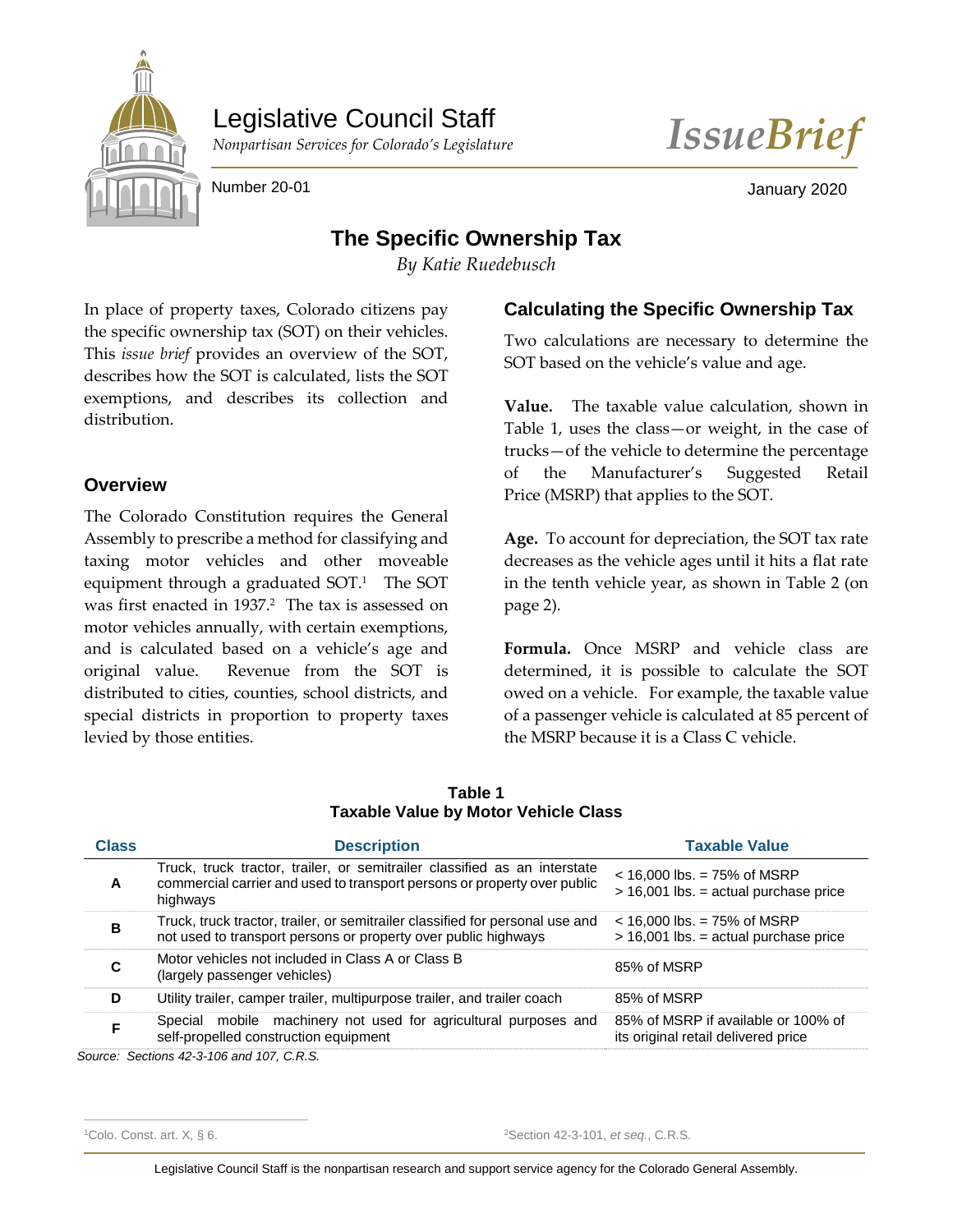Legislative Council Staff

*Nonpartisan Services for Colorado's Legislature*

*IssueBrief*

Number 20-01

January 2020

# The Specific Ownership Tax

*By Katie Ruedebusch*

In place of property taxes, Colorado citizens pay the specific ownership tax (SOT) on their vehicles. This *issue brief* provides an overview of the SOT, describes how the SOT is calculated, lists the SOT exemptions, and describes its collection and distribution.

## Overview

The Colorado Constitution requires the General Assembly to prescribe a method for classifying and taxing motor vehicles and other moveable equipment through a graduated SOT.[1] The SOT was first enacted in 1937.[2] The tax is assessed on motor vehicles annually, with certain exemptions, and is calculated based on a vehicle's age and original value. Revenue from the SOT is distributed to cities, counties, school districts, and special districts in proportion to property taxes levied by those entities.

## Calculating the Specific Ownership Tax

Two calculations are necessary to determine the SOT based on the vehicle's value and age.

**Value.** The taxable value calculation, shown in Table 1, uses the class—or weight, in the case of trucks—of the vehicle to determine the percentage of the Manufacturer's Suggested Retail Price (MSRP) that applies to the SOT.

**Age.** To account for depreciation, the SOT tax rate decreases as the vehicle ages until it hits a flat rate in the tenth vehicle year, as shown in Table 2 (on page 2).

**Formula.** Once MSRP and vehicle class are determined, it is possible to calculate the SOT owed on a vehicle. For example, the taxable value of a passenger vehicle is calculated at 85 percent of the MSRP because it is a Class C vehicle.

**Table 1**
**Taxable Value by Motor Vehicle Class**

| Class | Description | Taxable Value |
|---|---|---|
| A | Truck, truck tractor, trailer, or semitrailer classified as an interstate commercial carrier and used to transport persons or property over public highways | < 16,000 lbs. = 75% of MSRP<br>> 16,001 lbs. = actual purchase price |
| B | Truck, truck tractor, trailer, or semitrailer classified for personal use and not used to transport persons or property over public highways | < 16,000 lbs. = 75% of MSRP<br>> 16,001 lbs. = actual purchase price |
| C | Motor vehicles not included in Class A or Class B (largely passenger vehicles) | 85% of MSRP |
| D | Utility trailer, camper trailer, multipurpose trailer, and trailer coach | 85% of MSRP |
| F | Special mobile machinery not used for agricultural purposes and self-propelled construction equipment | 85% of MSRP if available or 100% of its original retail delivered price |

*Source: Sections 42-3-106 and 107, C.R.S.*

[1] Colo. Const. art. X, § 6.

[2] Section 42-3-101, *et seq.*, C.R.S.

Legislative Council Staff is the nonpartisan research and support service agency for the Colorado General Assembly.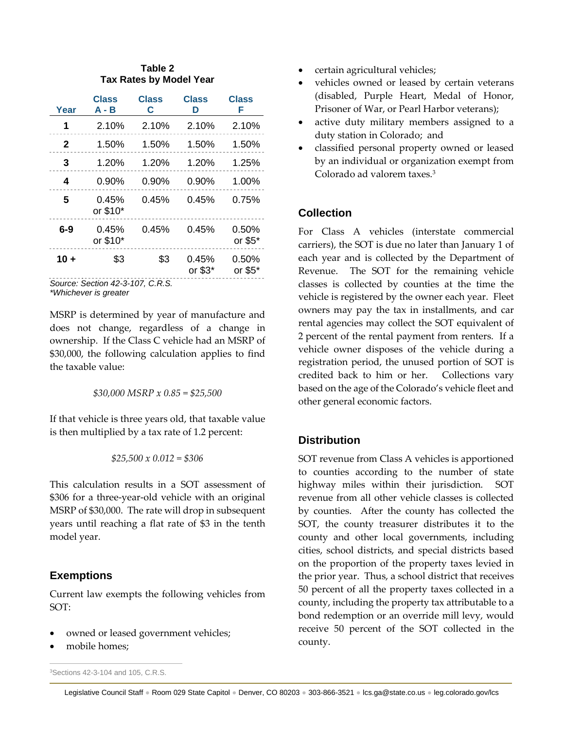**Table 2**
**Tax Rates by Model Year**

| Year | Class A - B | Class C | Class D | Class F |
|---|---|---|---|---|
| **1** | 2.10% | 2.10% | 2.10% | 2.10% |
| **2** | 1.50% | 1.50% | 1.50% | 1.50% |
| **3** | 1.20% | 1.20% | 1.20% | 1.25% |
| **4** | 0.90% | 0.90% | 0.90% | 1.00% |
| **5** | 0.45% or $10* | 0.45% | 0.45% | 0.75% |
| **6-9** | 0.45% or $10* | 0.45% | 0.45% | 0.50% or $5* |
| **10 +** | $3 | $3 | 0.45% or $3* | 0.50% or $5* |

*Source: Section 42-3-107, C.R.S.*
**Whichever is greater*

MSRP is determined by year of manufacture and does not change, regardless of a change in ownership. If the Class C vehicle had an MSRP of $30,000, the following calculation applies to find the taxable value:

*$30,000 MSRP x 0.85 = $25,500*

If that vehicle is three years old, that taxable value is then multiplied by a tax rate of 1.2 percent:

*$25,500 x 0.012 = $306*

This calculation results in a SOT assessment of $306 for a three-year-old vehicle with an original MSRP of $30,000. The rate will drop in subsequent years until reaching a flat rate of $3 in the tenth model year.

## Exemptions

Current law exempts the following vehicles from SOT:

- owned or leased government vehicles;
- mobile homes;
- certain agricultural vehicles;
- vehicles owned or leased by certain veterans (disabled, Purple Heart, Medal of Honor, Prisoner of War, or Pearl Harbor veterans);
- active duty military members assigned to a duty station in Colorado; and
- classified personal property owned or leased by an individual or organization exempt from Colorado ad valorem taxes.[3]

## Collection

For Class A vehicles (interstate commercial carriers), the SOT is due no later than January 1 of each year and is collected by the Department of Revenue. The SOT for the remaining vehicle classes is collected by counties at the time the vehicle is registered by the owner each year. Fleet owners may pay the tax in installments, and car rental agencies may collect the SOT equivalent of 2 percent of the rental payment from renters. If a vehicle owner disposes of the vehicle during a registration period, the unused portion of SOT is credited back to him or her. Collections vary based on the age of the Colorado's vehicle fleet and other general economic factors.

## Distribution

SOT revenue from Class A vehicles is apportioned to counties according to the number of state highway miles within their jurisdiction. SOT revenue from all other vehicle classes is collected by counties. After the county has collected the SOT, the county treasurer distributes it to the county and other local governments, including cities, school districts, and special districts based on the proportion of the property taxes levied in the prior year. Thus, a school district that receives 50 percent of all the property taxes collected in a county, including the property tax attributable to a bond redemption or an override mill levy, would receive 50 percent of the SOT collected in the county.

[3] Sections 42-3-104 and 105, C.R.S.